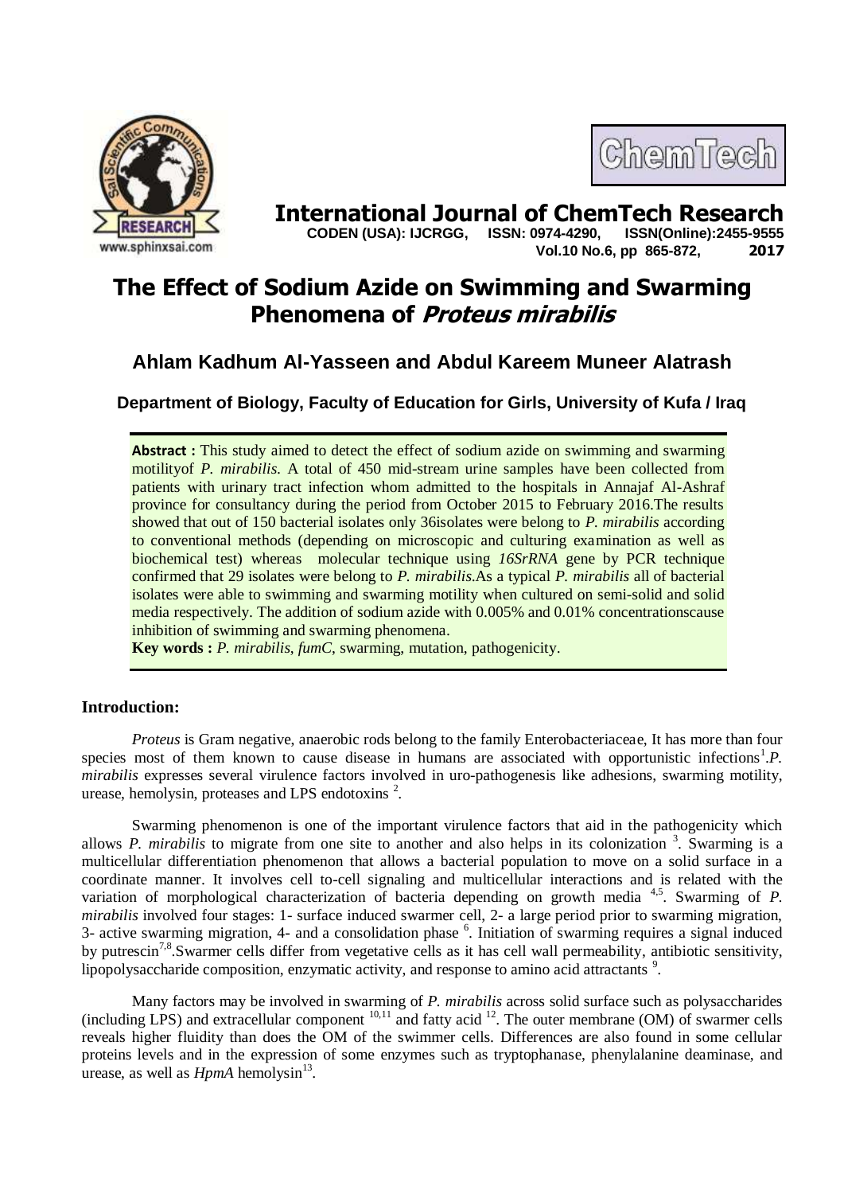# The Effect of Sodium Azide on Swimming and Swarming Phenomena of *Proteus mirabilis*

## Ahlam Kadhum Al-Yasseen and Abdul Kareem Muneer Alatrash

**Department of Biology, Faculty of Education for Girls, University of Kufa / Iraq**

**Abstract :** This study aimed to detect the effect of sodium azide on swimming and swarming motilityof *P. mirabilis*. A total of 450 mid-stream urine samples have been collected from patients with urinary tract infection whom admitted to the hospitals in Annajaf Al-Ashraf province for consultancy during the period from October 2015 to February 2016.The results showed that out of 150 bacterial isolates only 36isolates were belong to *P. mirabilis* according to conventional methods (depending on microscopic and culturing examination as well as biochemical test) whereas molecular technique using *16SrRNA* gene by PCR technique confirmed that 29 isolates were belong to *P. mirabilis*.As a typical *P. mirabilis* all of bacterial isolates were able to swimming and swarming motility when cultured on semi-solid and solid media respectively. The addition of sodium azide with 0.005% and 0.01% concentrationscause inhibition of swimming and swarming phenomena.

**Key words :** *P. mirabilis*, *fumC*, swarming, mutation, pathogenicity.

## Introduction:

*Proteus* is Gram negative, anaerobic rods belong to the family Enterobacteriaceae, It has more than four species most of them known to cause disease in humans are associated with opportunistic infections[1].*P. mirabilis* expresses several virulence factors involved in uro-pathogenesis like adhesions, swarming motility, urease, hemolysin, proteases and LPS endotoxins [2].

Swarming phenomenon is one of the important virulence factors that aid in the pathogenicity which allows *P. mirabilis* to migrate from one site to another and also helps in its colonization [3]. Swarming is a multicellular differentiation phenomenon that allows a bacterial population to move on a solid surface in a coordinate manner. It involves cell to-cell signaling and multicellular interactions and is related with the variation of morphological characterization of bacteria depending on growth media [4,5]. Swarming of *P. mirabilis* involved four stages: 1- surface induced swarmer cell, 2- a large period prior to swarming migration, 3- active swarming migration, 4- and a consolidation phase [6]. Initiation of swarming requires a signal induced by putrescin[7,8].Swarmer cells differ from vegetative cells as it has cell wall permeability, antibiotic sensitivity, lipopolysaccharide composition, enzymatic activity, and response to amino acid attractants [9].

Many factors may be involved in swarming of *P. mirabilis* across solid surface such as polysaccharides (including LPS) and extracellular component [10,11] and fatty acid [12]. The outer membrane (OM) of swarmer cells reveals higher fluidity than does the OM of the swimmer cells. Differences are also found in some cellular proteins levels and in the expression of some enzymes such as tryptophanase, phenylalanine deaminase, and urease, as well as *HpmA* hemolysin[13].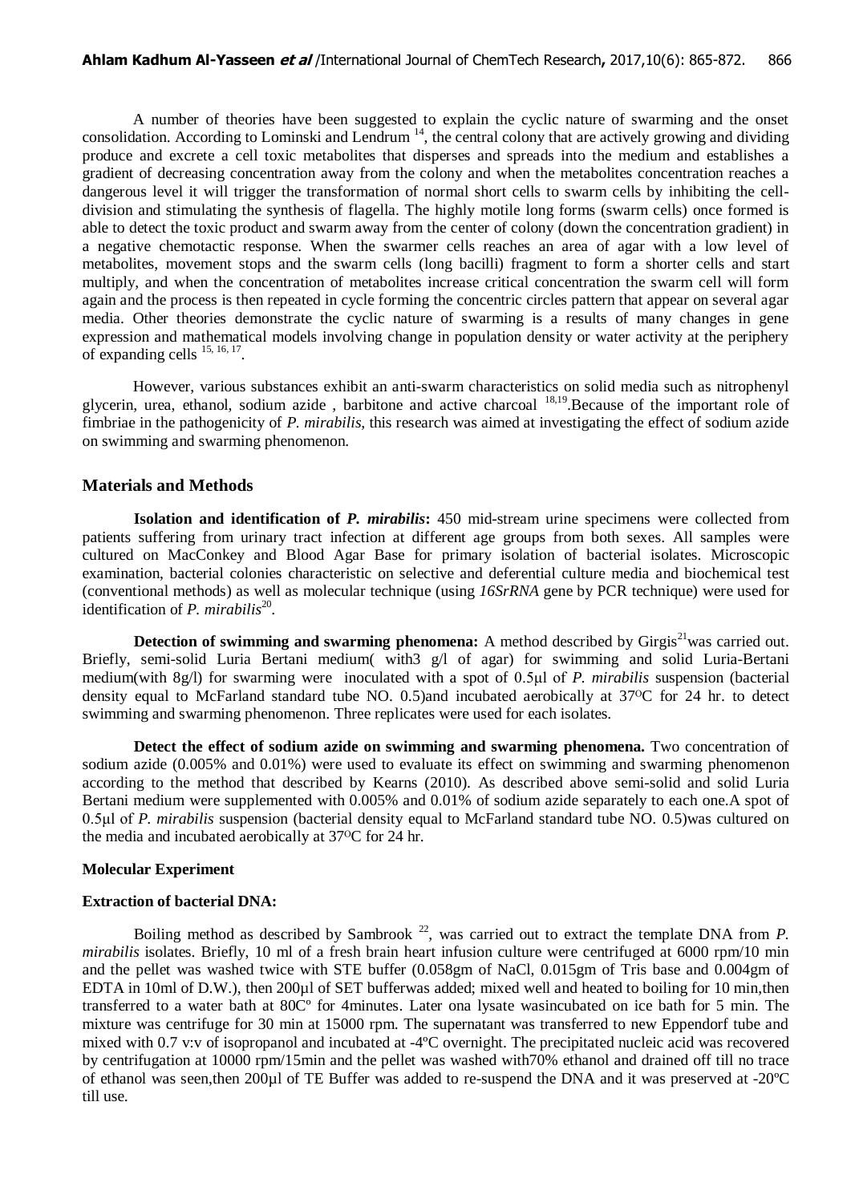A number of theories have been suggested to explain the cyclic nature of swarming and the onset consolidation. According to Lominski and Lendrum [14], the central colony that are actively growing and dividing produce and excrete a cell toxic metabolites that disperses and spreads into the medium and establishes a gradient of decreasing concentration away from the colony and when the metabolites concentration reaches a dangerous level it will trigger the transformation of normal short cells to swarm cells by inhibiting the cell-division and stimulating the synthesis of flagella. The highly motile long forms (swarm cells) once formed is able to detect the toxic product and swarm away from the center of colony (down the concentration gradient) in a negative chemotactic response. When the swarmer cells reaches an area of agar with a low level of metabolites, movement stops and the swarm cells (long bacilli) fragment to form a shorter cells and start multiply, and when the concentration of metabolites increase critical concentration the swarm cell will form again and the process is then repeated in cycle forming the concentric circles pattern that appear on several agar media. Other theories demonstrate the cyclic nature of swarming is a results of many changes in gene expression and mathematical models involving change in population density or water activity at the periphery of expanding cells [15, 16, 17].

However, various substances exhibit an anti-swarm characteristics on solid media such as nitrophenyl glycerin, urea, ethanol, sodium azide , barbitone and active charcoal [18,19].Because of the important role of fimbriae in the pathogenicity of *P. mirabilis*, this research was aimed at investigating the effect of sodium azide on swimming and swarming phenomenon.

## Materials and Methods

**Isolation and identification of *P. mirabilis*:** 450 mid-stream urine specimens were collected from patients suffering from urinary tract infection at different age groups from both sexes. All samples were cultured on MacConkey and Blood Agar Base for primary isolation of bacterial isolates. Microscopic examination, bacterial colonies characteristic on selective and deferential culture media and biochemical test (conventional methods) as well as molecular technique (using *16SrRNA* gene by PCR technique) were used for identification of *P. mirabilis*[20].

**Detection of swimming and swarming phenomena:** A method described by Girgis[21]was carried out. Briefly, semi-solid Luria Bertani medium( with3 g/l of agar) for swimming and solid Luria-Bertani medium(with 8g/l) for swarming were inoculated with a spot of 0.5µl of *P. mirabilis* suspension (bacterial density equal to McFarland standard tube NO. 0.5)and incubated aerobically at 37$^{O}$C for 24 hr. to detect swimming and swarming phenomenon. Three replicates were used for each isolates.

**Detect the effect of sodium azide on swimming and swarming phenomena.** Two concentration of sodium azide (0.005% and 0.01%) were used to evaluate its effect on swimming and swarming phenomenon according to the method that described by Kearns (2010). As described above semi-solid and solid Luria Bertani medium were supplemented with 0.005% and 0.01% of sodium azide separately to each one.A spot of 0.5µl of *P. mirabilis* suspension (bacterial density equal to McFarland standard tube NO. 0.5)was cultured on the media and incubated aerobically at 37$^{O}$C for 24 hr.

### Molecular Experiment

### Extraction of bacterial DNA:

Boiling method as described by Sambrook [22], was carried out to extract the template DNA from *P. mirabilis* isolates. Briefly, 10 ml of a fresh brain heart infusion culture were centrifuged at 6000 rpm/10 min and the pellet was washed twice with STE buffer (0.058gm of NaCl, 0.015gm of Tris base and 0.004gm of EDTA in 10ml of D.W.), then 200µl of SET bufferwas added; mixed well and heated to boiling for 10 min,then transferred to a water bath at 80Cº for 4minutes. Later ona lysate wasincubated on ice bath for 5 min. The mixture was centrifuge for 30 min at 15000 rpm. The supernatant was transferred to new Eppendorf tube and mixed with 0.7 v:v of isopropanol and incubated at -4ºC overnight. The precipitated nucleic acid was recovered by centrifugation at 10000 rpm/15min and the pellet was washed with70% ethanol and drained off till no trace of ethanol was seen,then 200µl of TE Buffer was added to re-suspend the DNA and it was preserved at -20ºC till use.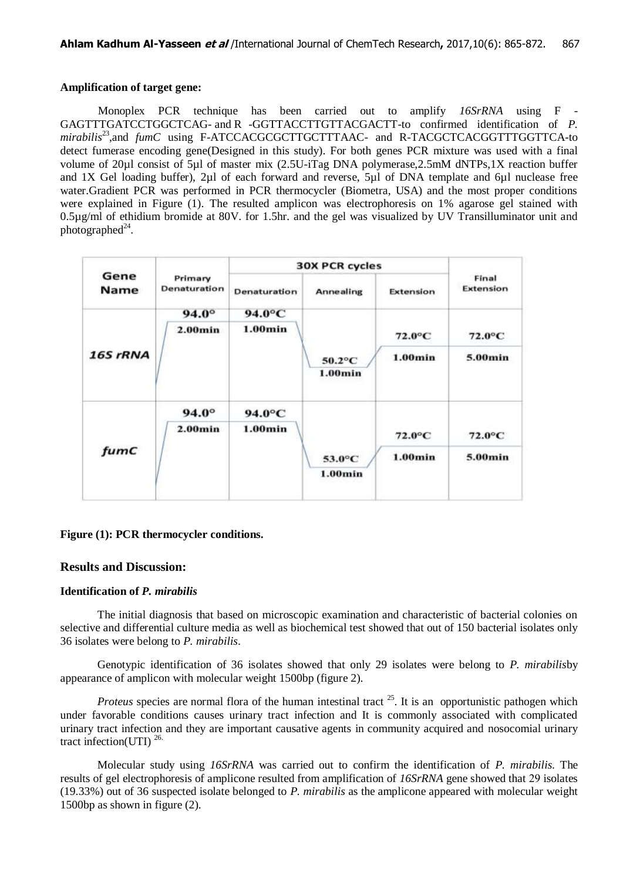**Amplification of target gene:**

Monoplex PCR technique has been carried out to amplify *16SrRNA* using F -GAGTTTGATCCTGGCTCAG- and R -GGTTACCTTGTTACGACTT-to confirmed identification of *P. mirabilis*[23],and *fumC* using F-ATCCACGCGCTTGCTTTAAC- and R-TACGCTCACGGTTTGGTTCA-to detect fumerase encoding gene(Designed in this study). For both genes PCR mixture was used with a final volume of 20µl consist of 5µl of master mix (2.5U-iTag DNA polymerase,2.5mM dNTPs,1X reaction buffer and 1X Gel loading buffer), 2µl of each forward and reverse, 5µl of DNA template and 6µl nuclease free water.Gradient PCR was performed in PCR thermocycler (Biometra, USA) and the most proper conditions were explained in Figure (1). The resulted amplicon was electrophoresis on 1% agarose gel stained with 0.5µg/ml of ethidium bromide at 80V. for 1.5hr. and the gel was visualized by UV Transilluminator unit and photographed[24].

| Gene Name | Primary Denaturation | 30X PCR cycles | | | Final Extension |
|---|---|---|---|---|---|
| | | Denaturation | Annealing | Extension | |
| *16S rRNA* | 94.0° 2.00min | 94.0°C 1.00min | 50.2°C 1.00min | 72.0°C 1.00min | 72.0°C 5.00min |
| *fumC* | 94.0° 2.00min | 94.0°C 1.00min | 53.0°C 1.00min | 72.0°C 1.00min | 72.0°C 5.00min |

**Figure (1): PCR thermocycler conditions.**

## Results and Discussion:

**Identification of *P. mirabilis***

The initial diagnosis that based on microscopic examination and characteristic of bacterial colonies on selective and differential culture media as well as biochemical test showed that out of 150 bacterial isolates only 36 isolates were belong to *P. mirabilis*.

Genotypic identification of 36 isolates showed that only 29 isolates were belong to *P. mirabilis*by appearance of amplicon with molecular weight 1500bp (figure 2).

*Proteus* species are normal flora of the human intestinal tract [25]. It is an opportunistic pathogen which under favorable conditions causes urinary tract infection and It is commonly associated with complicated urinary tract infection and they are important causative agents in community acquired and nosocomial urinary tract infection(UTI) [26].

Molecular study using *16SrRNA* was carried out to confirm the identification of *P. mirabilis.* The results of gel electrophoresis of amplicone resulted from amplification of *16SrRNA* gene showed that 29 isolates (19.33%) out of 36 suspected isolate belonged to *P. mirabilis* as the amplicone appeared with molecular weight 1500bp as shown in figure (2).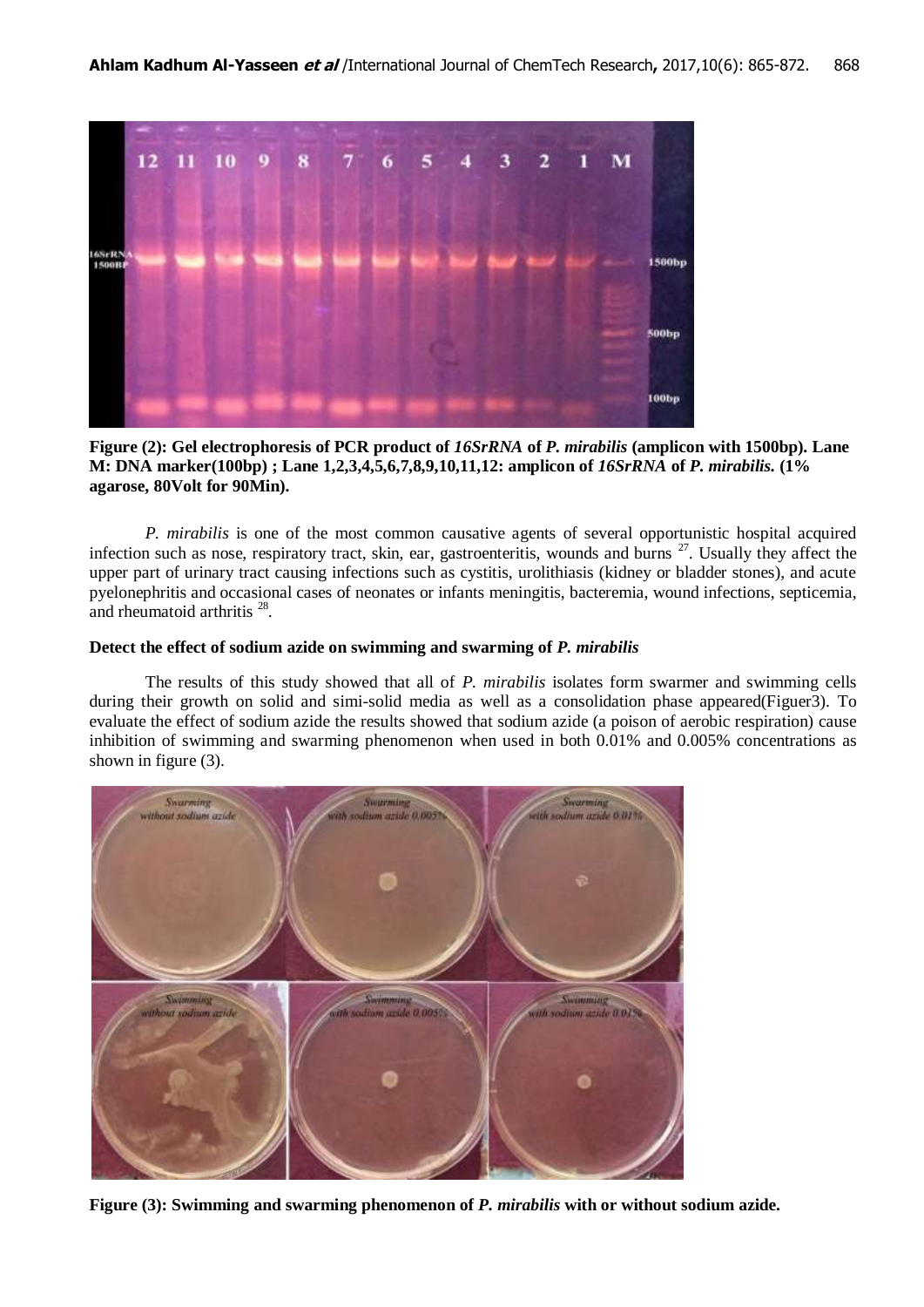**Figure (2): Gel electrophoresis of PCR product of *16SrRNA* of *P. mirabilis* (amplicon with 1500bp). Lane M: DNA marker(100bp) ; Lane 1,2,3,4,5,6,7,8,9,10,11,12: amplicon of *16SrRNA* of *P. mirabilis.* (1% agarose, 80Volt for 90Min).**

*P. mirabilis* is one of the most common causative agents of several opportunistic hospital acquired infection such as nose, respiratory tract, skin, ear, gastroenteritis, wounds and burns [27]. Usually they affect the upper part of urinary tract causing infections such as cystitis, urolithiasis (kidney or bladder stones), and acute pyelonephritis and occasional cases of neonates or infants meningitis, bacteremia, wound infections, septicemia, and rheumatoid arthritis [28].

### Detect the effect of sodium azide on swimming and swarming of *P. mirabilis*

The results of this study showed that all of *P. mirabilis* isolates form swarmer and swimming cells during their growth on solid and simi-solid media as well as a consolidation phase appeared(Figuer3). To evaluate the effect of sodium azide the results showed that sodium azide (a poison of aerobic respiration) cause inhibition of swimming and swarming phenomenon when used in both 0.01% and 0.005% concentrations as shown in figure (3).

**Figure (3): Swimming and swarming phenomenon of *P. mirabilis* with or without sodium azide.**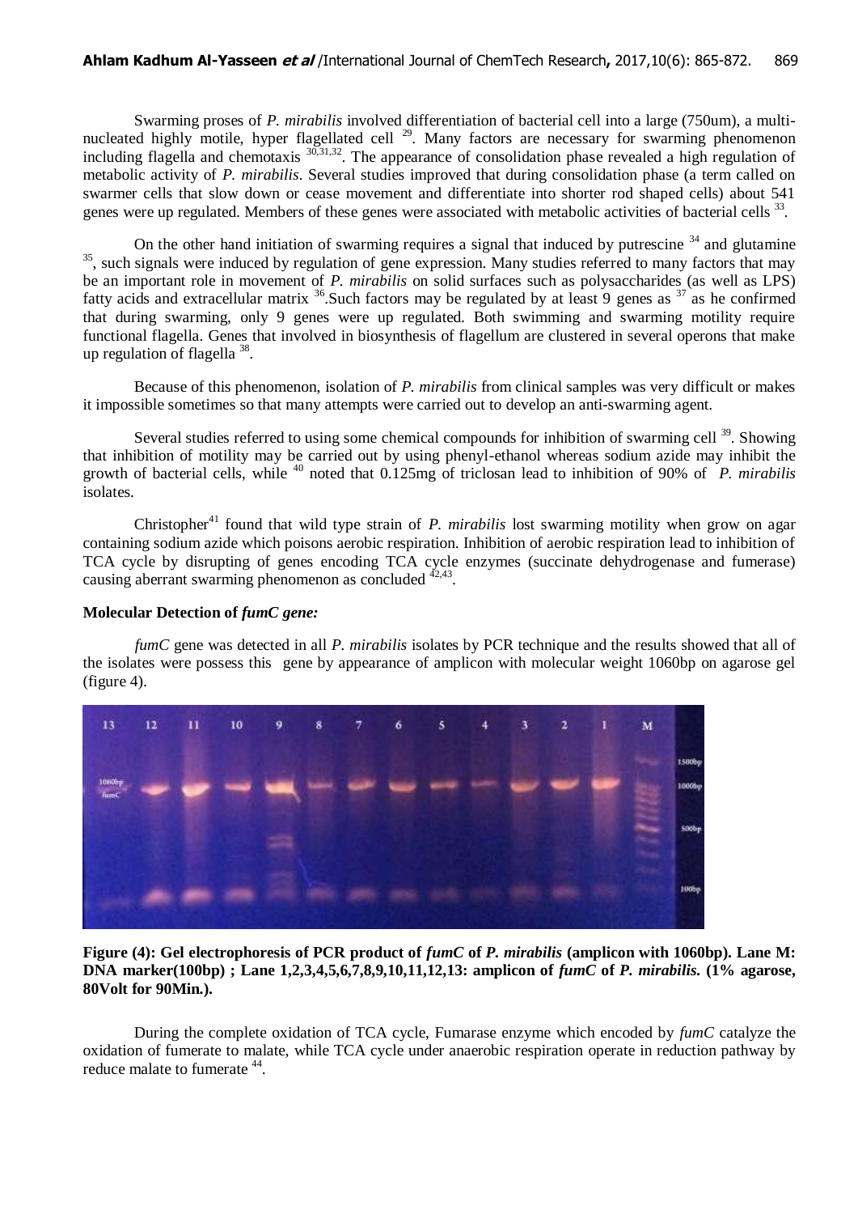Swarming proses of *P. mirabilis* involved differentiation of bacterial cell into a large (750um), a multi-nucleated highly motile, hyper flagellated cell [29]. Many factors are necessary for swarming phenomenon including flagella and chemotaxis [30,31,32]. The appearance of consolidation phase revealed a high regulation of metabolic activity of *P. mirabilis*. Several studies improved that during consolidation phase (a term called on swarmer cells that slow down or cease movement and differentiate into shorter rod shaped cells) about 541 genes were up regulated. Members of these genes were associated with metabolic activities of bacterial cells [33].

On the other hand initiation of swarming requires a signal that induced by putrescine [34] and glutamine [35], such signals were induced by regulation of gene expression. Many studies referred to many factors that may be an important role in movement of *P. mirabilis* on solid surfaces such as polysaccharides (as well as LPS) fatty acids and extracellular matrix [36].Such factors may be regulated by at least 9 genes as [37] as he confirmed that during swarming, only 9 genes were up regulated. Both swimming and swarming motility require functional flagella. Genes that involved in biosynthesis of flagellum are clustered in several operons that make up regulation of flagella [38].

Because of this phenomenon, isolation of *P. mirabilis* from clinical samples was very difficult or makes it impossible sometimes so that many attempts were carried out to develop an anti-swarming agent.

Several studies referred to using some chemical compounds for inhibition of swarming cell [39]. Showing that inhibition of motility may be carried out by using phenyl-ethanol whereas sodium azide may inhibit the growth of bacterial cells, while [40] noted that 0.125mg of triclosan lead to inhibition of 90% of *P. mirabilis* isolates.

Christopher[41] found that wild type strain of *P. mirabilis* lost swarming motility when grow on agar containing sodium azide which poisons aerobic respiration. Inhibition of aerobic respiration lead to inhibition of TCA cycle by disrupting of genes encoding TCA cycle enzymes (succinate dehydrogenase and fumerase) causing aberrant swarming phenomenon as concluded [42,43].

**Molecular Detection of *fumC* gene:**

*fumC* gene was detected in all *P. mirabilis* isolates by PCR technique and the results showed that all of the isolates were possess this gene by appearance of amplicon with molecular weight 1060bp on agarose gel (figure 4).

**Figure (4): Gel electrophoresis of PCR product of *fumC* of *P. mirabilis* (amplicon with 1060bp). Lane M: DNA marker(100bp) ; Lane 1,2,3,4,5,6,7,8,9,10,11,12,13: amplicon of *fumC* of *P. mirabilis*. (1% agarose, 80Volt for 90Min.).**

During the complete oxidation of TCA cycle, Fumarase enzyme which encoded by *fumC* catalyze the oxidation of fumerate to malate, while TCA cycle under anaerobic respiration operate in reduction pathway by reduce malate to fumerate [44].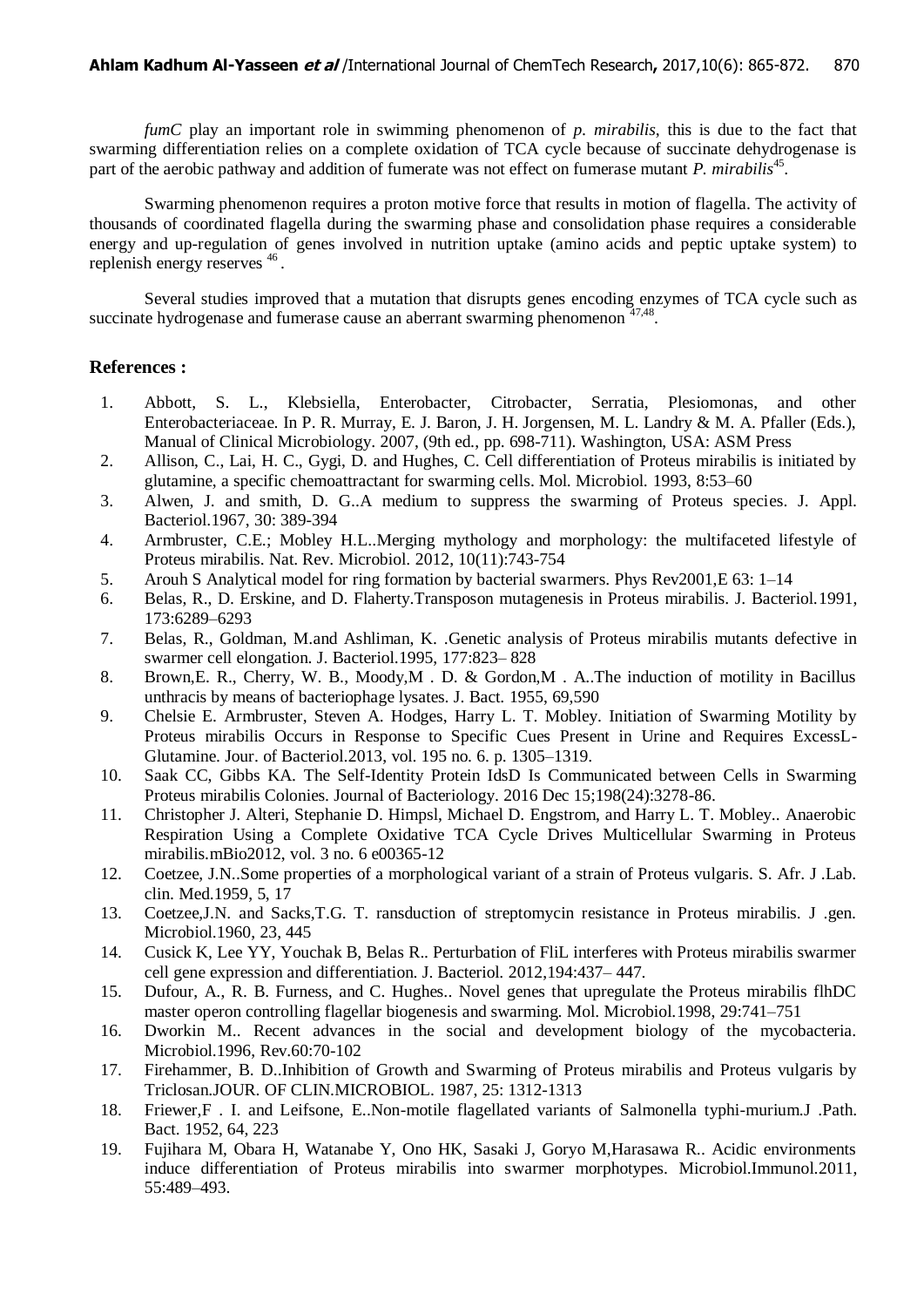*fumC* play an important role in swimming phenomenon of *p. mirabilis*, this is due to the fact that swarming differentiation relies on a complete oxidation of TCA cycle because of succinate dehydrogenase is part of the aerobic pathway and addition of fumerate was not effect on fumerase mutant *P. mirabilis*[45].

Swarming phenomenon requires a proton motive force that results in motion of flagella. The activity of thousands of coordinated flagella during the swarming phase and consolidation phase requires a considerable energy and up-regulation of genes involved in nutrition uptake (amino acids and peptic uptake system) to replenish energy reserves [46].

Several studies improved that a mutation that disrupts genes encoding enzymes of TCA cycle such as succinate hydrogenase and fumerase cause an aberrant swarming phenomenon [47,48].

## References :

1. Abbott, S. L., Klebsiella, Enterobacter, Citrobacter, Serratia, Plesiomonas, and other Enterobacteriaceae. In P. R. Murray, E. J. Baron, J. H. Jorgensen, M. L. Landry & M. A. Pfaller (Eds.), Manual of Clinical Microbiology. 2007, (9th ed., pp. 698-711). Washington, USA: ASM Press
2. Allison, C., Lai, H. C., Gygi, D. and Hughes, C. Cell differentiation of Proteus mirabilis is initiated by glutamine, a specific chemoattractant for swarming cells. Mol. Microbiol. 1993, 8:53–60
3. Alwen, J. and smith, D. G..A medium to suppress the swarming of Proteus species. J. Appl. Bacteriol.1967, 30: 389-394
4. Armbruster, C.E.; Mobley H.L..Merging mythology and morphology: the multifaceted lifestyle of Proteus mirabilis. Nat. Rev. Microbiol. 2012, 10(11):743-754
5. Arouh S Analytical model for ring formation by bacterial swarmers. Phys Rev2001,E 63: 1–14
6. Belas, R., D. Erskine, and D. Flaherty.Transposon mutagenesis in Proteus mirabilis. J. Bacteriol.1991, 173:6289–6293
7. Belas, R., Goldman, M.and Ashliman, K. .Genetic analysis of Proteus mirabilis mutants defective in swarmer cell elongation. J. Bacteriol.1995, 177:823– 828
8. Brown,E. R., Cherry, W. B., Moody,M . D. & Gordon,M . A..The induction of motility in Bacillus unthracis by means of bacteriophage lysates. J. Bact. 1955, 69,590
9. Chelsie E. Armbruster, Steven A. Hodges, Harry L. T. Mobley. Initiation of Swarming Motility by Proteus mirabilis Occurs in Response to Specific Cues Present in Urine and Requires ExcessL-Glutamine. Jour. of Bacteriol.2013, vol. 195 no. 6. p. 1305–1319.
10. Saak CC, Gibbs KA. The Self-Identity Protein IdsD Is Communicated between Cells in Swarming Proteus mirabilis Colonies. Journal of Bacteriology. 2016 Dec 15;198(24):3278-86.
11. Christopher J. Alteri, Stephanie D. Himpsl, Michael D. Engstrom, and Harry L. T. Mobley.. Anaerobic Respiration Using a Complete Oxidative TCA Cycle Drives Multicellular Swarming in Proteus mirabilis.mBio2012, vol. 3 no. 6 e00365-12
12. Coetzee, J.N..Some properties of a morphological variant of a strain of Proteus vulgaris. S. Afr. J .Lab. clin. Med.1959, 5, 17
13. Coetzee,J.N. and Sacks,T.G. T. ransduction of streptomycin resistance in Proteus mirabilis. J .gen. Microbiol.1960, 23, 445
14. Cusick K, Lee YY, Youchak B, Belas R.. Perturbation of FliL interferes with Proteus mirabilis swarmer cell gene expression and differentiation. J. Bacteriol. 2012,194:437– 447.
15. Dufour, A., R. B. Furness, and C. Hughes.. Novel genes that upregulate the Proteus mirabilis flhDC master operon controlling flagellar biogenesis and swarming. Mol. Microbiol.1998, 29:741–751
16. Dworkin M.. Recent advances in the social and development biology of the mycobacteria. Microbiol.1996, Rev.60:70-102
17. Firehammer, B. D..Inhibition of Growth and Swarming of Proteus mirabilis and Proteus vulgaris by Triclosan.JOUR. OF CLIN.MICROBIOL. 1987, 25: 1312-1313
18. Friewer,F . I. and Leifsone, E..Non-motile flagellated variants of Salmonella typhi-murium.J .Path. Bact. 1952, 64, 223
19. Fujihara M, Obara H, Watanabe Y, Ono HK, Sasaki J, Goryo M,Harasawa R.. Acidic environments induce differentiation of Proteus mirabilis into swarmer morphotypes. Microbiol.Immunol.2011, 55:489–493.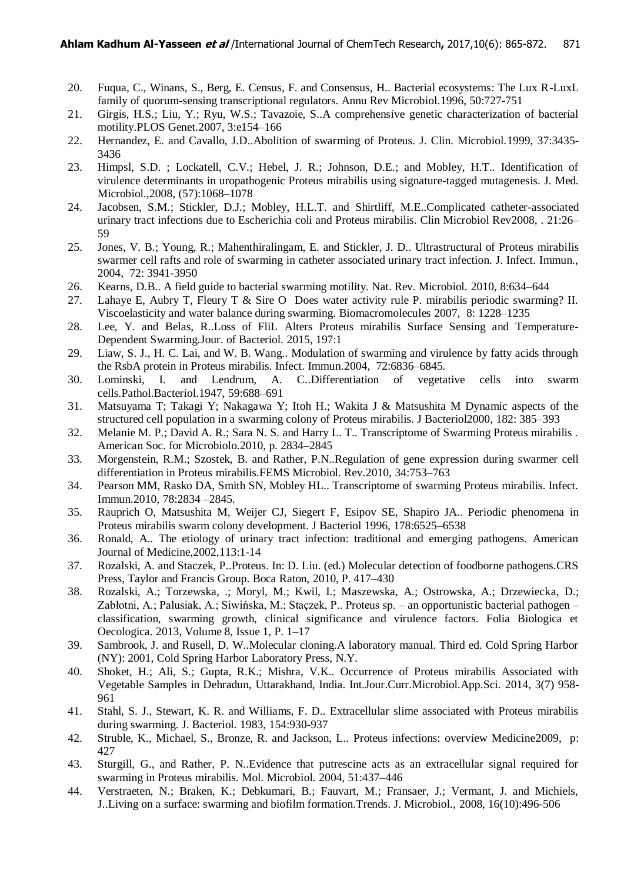20. Fuqua, C., Winans, S., Berg, E. Census, F. and Consensus, H.. Bacterial ecosystems: The Lux R-LuxL family of quorum-sensing transcriptional regulators. Annu Rev Microbiol.1996, 50:727-751
21. Girgis, H.S.; Liu, Y.; Ryu, W.S.; Tavazoie, S..A comprehensive genetic characterization of bacterial motility.PLOS Genet.2007, 3:e154–166
22. Hernandez, E. and Cavallo, J.D..Abolition of swarming of Proteus. J. Clin. Microbiol.1999, 37:3435-3436
23. Himpsl, S.D. ; Lockatell, C.V.; Hebel, J. R.; Johnson, D.E.; and Mobley, H.T.. Identification of virulence determinants in uropathogenic Proteus mirabilis using signature-tagged mutagenesis. J. Med. Microbiol.,2008, (57):1068–1078
24. Jacobsen, S.M.; Stickler, D.J.; Mobley, H.L.T. and Shirtliff, M.E..Complicated catheter-associated urinary tract infections due to Escherichia coli and Proteus mirabilis. Clin Microbiol Rev2008, . 21:26–59
25. Jones, V. B.; Young, R.; Mahenthiralingam, E. and Stickler, J. D.. Ultrastructural of Proteus mirabilis swarmer cell rafts and role of swarming in catheter associated urinary tract infection. J. Infect. Immun., 2004, 72: 3941-3950
26. Kearns, D.B.. A field guide to bacterial swarming motility. Nat. Rev. Microbiol. 2010, 8:634–644
27. Lahaye E, Aubry T, Fleury T & Sire O Does water activity rule P. mirabilis periodic swarming? II. Viscoelasticity and water balance during swarming. Biomacromolecules 2007, 8: 1228–1235
28. Lee, Y. and Belas, R..Loss of FliL Alters Proteus mirabilis Surface Sensing and Temperature-Dependent Swarming.Jour. of Bacteriol. 2015, 197:1
29. Liaw, S. J., H. C. Lai, and W. B. Wang.. Modulation of swarming and virulence by fatty acids through the RsbA protein in Proteus mirabilis. Infect. Immun.2004, 72:6836–6845.
30. Lominski, I. and Lendrum, A. C..Differentiation of vegetative cells into swarm cells.Pathol.Bacteriol.1947, 59:688–691
31. Matsuyama T; Takagi Y; Nakagawa Y; Itoh H.; Wakita J & Matsushita M Dynamic aspects of the structured cell population in a swarming colony of Proteus mirabilis. J Bacteriol2000, 182: 385–393
32. Melanie M. P.; David A. R.; Sara N. S. and Harry L. T.. Transcriptome of Swarming Proteus mirabilis . American Soc. for Microbiolo.2010, p. 2834–2845
33. Morgenstein, R.M.; Szostek, B. and Rather, P.N..Regulation of gene expression during swarmer cell differentiation in Proteus mirabilis.FEMS Microbiol. Rev.2010, 34:753–763
34. Pearson MM, Rasko DA, Smith SN, Mobley HL.. Transcriptome of swarming Proteus mirabilis. Infect. Immun.2010, 78:2834 –2845.
35. Rauprich O, Matsushita M, Weijer CJ, Siegert F, Esipov SE, Shapiro JA.. Periodic phenomena in Proteus mirabilis swarm colony development. J Bacteriol 1996, 178:6525–6538
36. Ronald, A.. The etiology of urinary tract infection: traditional and emerging pathogens. American Journal of Medicine,2002,113:1-14
37. Rozalski, A. and Staczek, P..Proteus. In: D. Liu. (ed.) Molecular detection of foodborne pathogens.CRS Press, Taylor and Francis Group. Boca Raton, 2010, P. 417–430
38. Rozalski, A.; Torzewska, .; Moryl, M.; Kwil, I.; Maszewska, A.; Ostrowska, A.; Drzewiecka, D.; Zabłotni, A.; Palusiak, A.; Siwińska, M.; Stączek, P.. Proteus sp. – an opportunistic bacterial pathogen – classification, swarming growth, clinical significance and virulence factors. Folia Biologica et Oecologica. 2013, Volume 8, Issue 1, P. 1–17
39. Sambrook, J. and Rusell, D. W..Molecular cloning.A laboratory manual. Third ed. Cold Spring Harbor (NY): 2001, Cold Spring Harbor Laboratory Press, N.Y.
40. Shoket, H.; Ali, S.; Gupta, R.K.; Mishra, V.K.. Occurrence of Proteus mirabilis Associated with Vegetable Samples in Dehradun, Uttarakhand, India. Int.Jour.Curr.Microbiol.App.Sci. 2014, 3(7) 958-961
41. Stahl, S. J., Stewart, K. R. and Williams, F. D.. Extracellular slime associated with Proteus mirabilis during swarming. J. Bacteriol. 1983, 154:930-937
42. Struble, K., Michael, S., Bronze, R. and Jackson, L.. Proteus infections: overview Medicine2009, p: 427
43. Sturgill, G., and Rather, P. N..Evidence that putrescine acts as an extracellular signal required for swarming in Proteus mirabilis. Mol. Microbiol. 2004, 51:437–446
44. Verstraeten, N.; Braken, K.; Debkumari, B.; Fauvart, M.; Fransaer, J.; Vermant, J. and Michiels, J..Living on a surface: swarming and biofilm formation.Trends. J. Microbiol., 2008, 16(10):496-506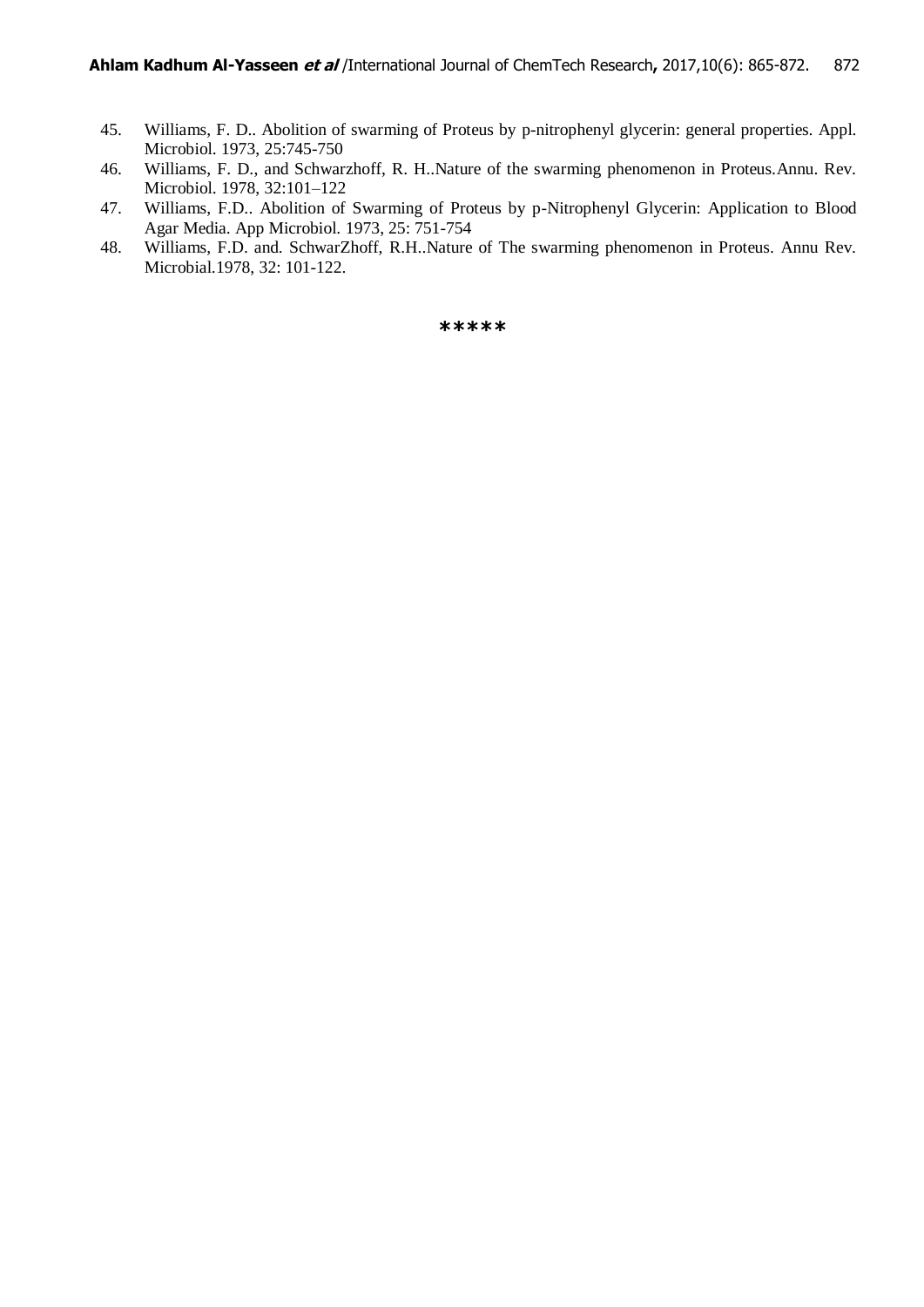45. Williams, F. D.. Abolition of swarming of Proteus by p-nitrophenyl glycerin: general properties. Appl. Microbiol. 1973, 25:745-750
46. Williams, F. D., and Schwarzhoff, R. H..Nature of the swarming phenomenon in Proteus.Annu. Rev. Microbiol. 1978, 32:101–122
47. Williams, F.D.. Abolition of Swarming of Proteus by p-Nitrophenyl Glycerin: Application to Blood Agar Media. App Microbiol. 1973, 25: 751-754
48. Williams, F.D. and. SchwarZhoff, R.H..Nature of The swarming phenomenon in Proteus. Annu Rev. Microbial.1978, 32: 101-122.

*****